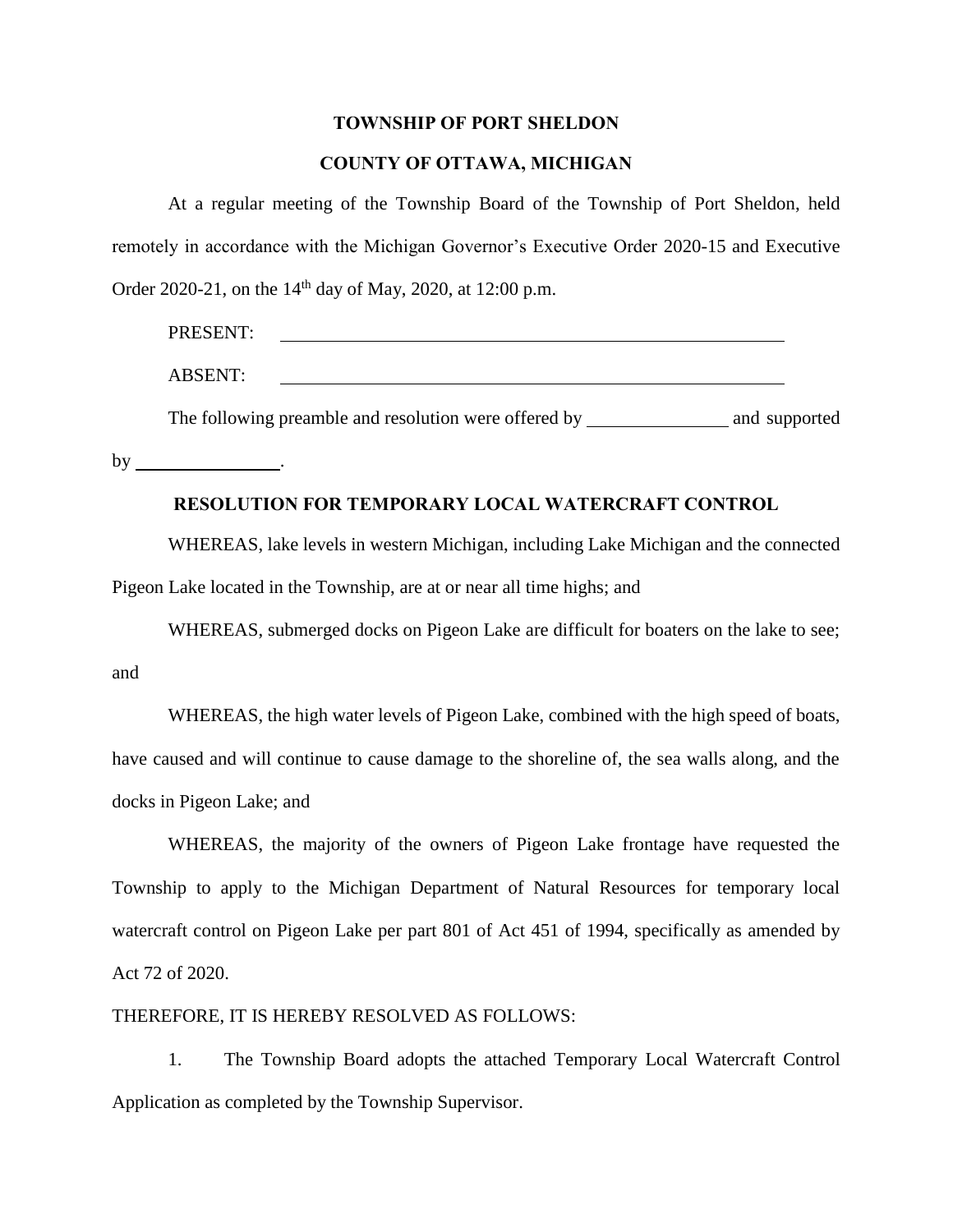**TOWNSHIP OF PORT SHELDON**

**COUNTY OF OTTAWA, MICHIGAN**

At a regular meeting of the Township Board of the Township of Port Sheldon, held remotely in accordance with the Michigan Governor's Executive Order 2020-15 and Executive Order 2020-21, on the 14th day of May, 2020, at 12:00 p.m.

PRESENT: ______________________________________________

ABSENT: ______________________________________________

The following preamble and resolution were offered by ______________ and supported by ______________.

**RESOLUTION FOR TEMPORARY LOCAL WATERCRAFT CONTROL**

WHEREAS, lake levels in western Michigan, including Lake Michigan and the connected Pigeon Lake located in the Township, are at or near all time highs; and

WHEREAS, submerged docks on Pigeon Lake are difficult for boaters on the lake to see; and

WHEREAS, the high water levels of Pigeon Lake, combined with the high speed of boats, have caused and will continue to cause damage to the shoreline of, the sea walls along, and the docks in Pigeon Lake; and

WHEREAS, the majority of the owners of Pigeon Lake frontage have requested the Township to apply to the Michigan Department of Natural Resources for temporary local watercraft control on Pigeon Lake per part 801 of Act 451 of 1994, specifically as amended by Act 72 of 2020.

THEREFORE, IT IS HEREBY RESOLVED AS FOLLOWS:

1. The Township Board adopts the attached Temporary Local Watercraft Control Application as completed by the Township Supervisor.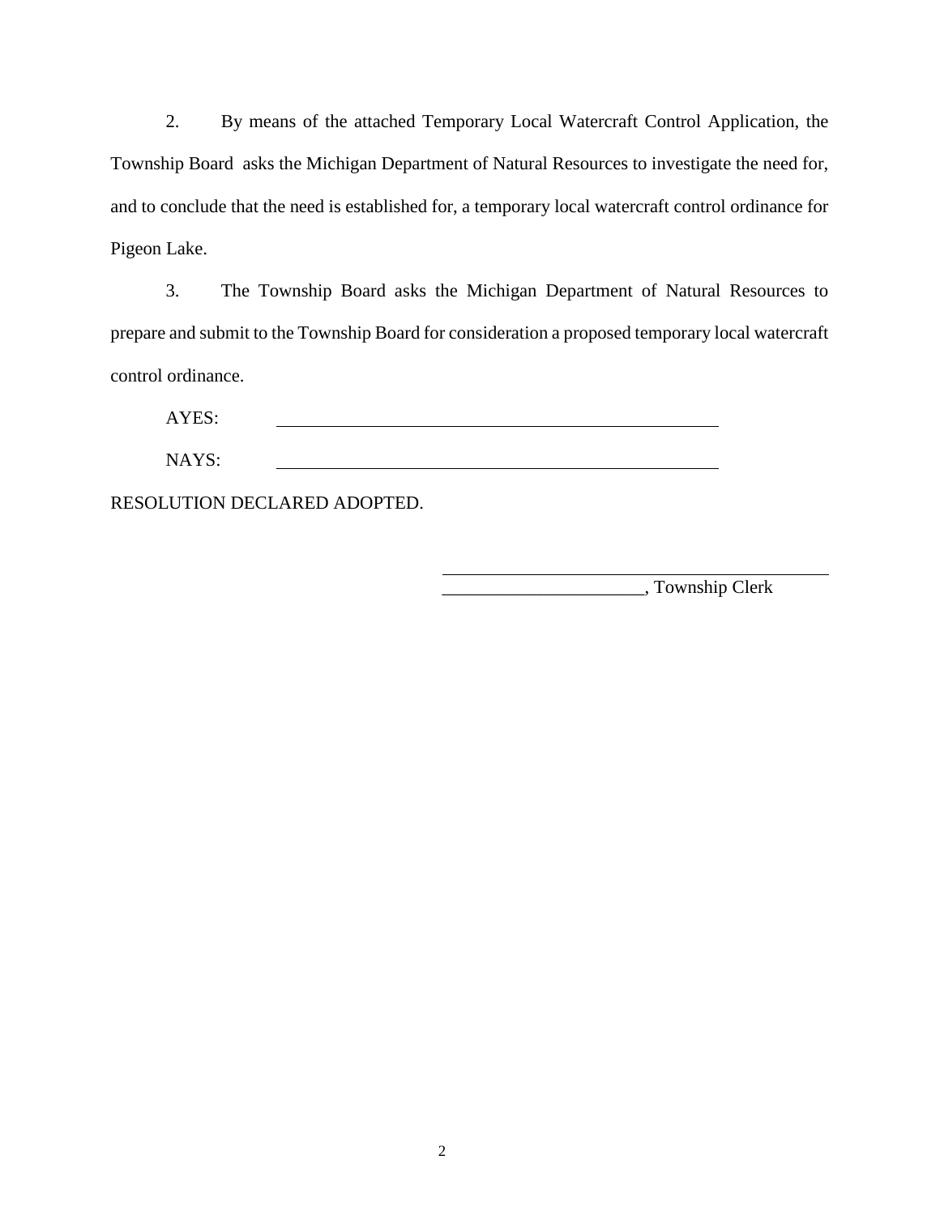2. By means of the attached Temporary Local Watercraft Control Application, the Township Board asks the Michigan Department of Natural Resources to investigate the need for, and to conclude that the need is established for, a temporary local watercraft control ordinance for Pigeon Lake.

3. The Township Board asks the Michigan Department of Natural Resources to prepare and submit to the Township Board for consideration a proposed temporary local watercraft control ordinance.

AYES: ______________________________________________

NAYS: ______________________________________________

RESOLUTION DECLARED ADOPTED.

_______________________________________

______________________, Township Clerk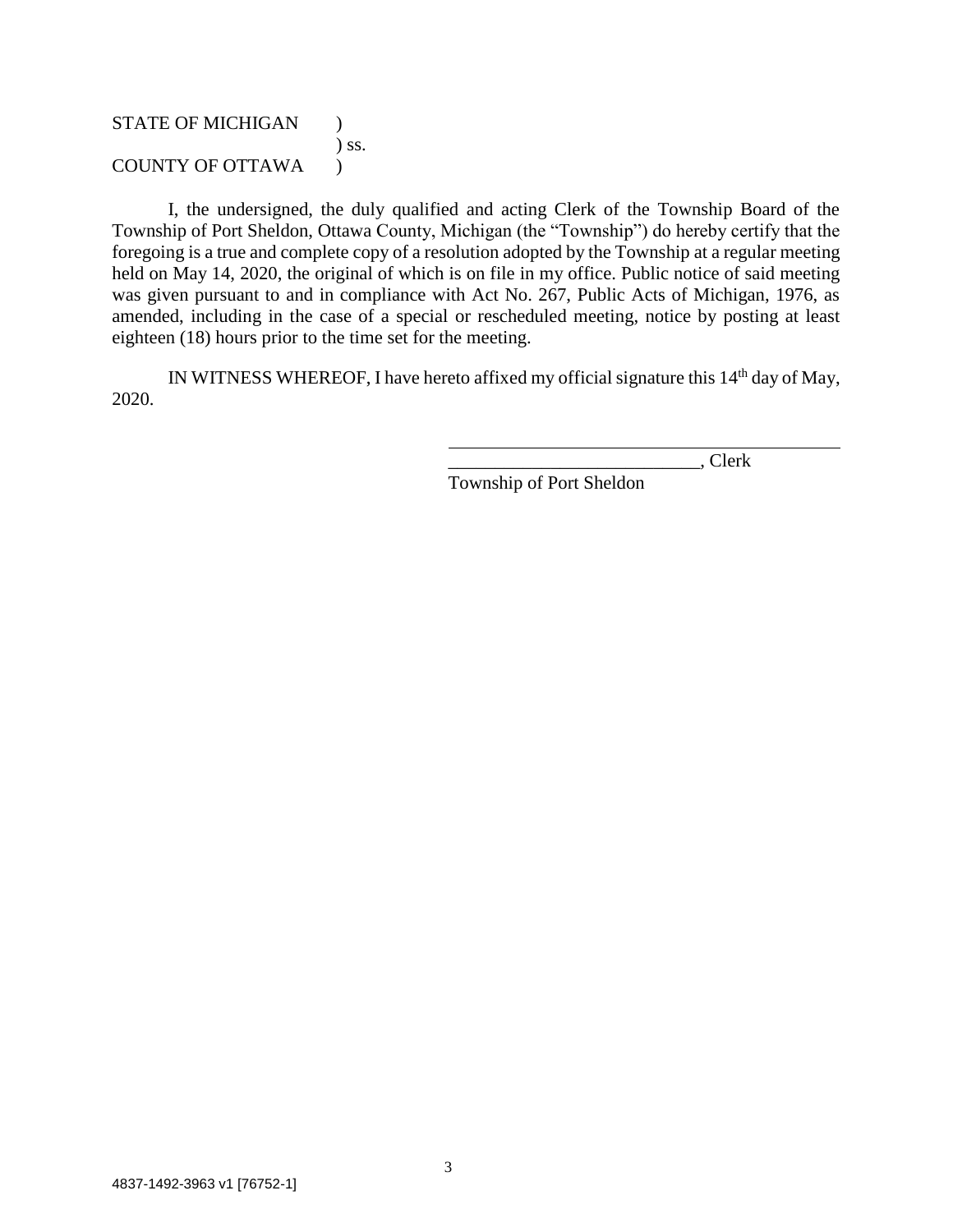STATE OF MICHIGAN )
) ss.
COUNTY OF OTTAWA )

I, the undersigned, the duly qualified and acting Clerk of the Township Board of the Township of Port Sheldon, Ottawa County, Michigan (the "Township") do hereby certify that the foregoing is a true and complete copy of a resolution adopted by the Township at a regular meeting held on May 14, 2020, the original of which is on file in my office. Public notice of said meeting was given pursuant to and in compliance with Act No. 267, Public Acts of Michigan, 1976, as amended, including in the case of a special or rescheduled meeting, notice by posting at least eighteen (18) hours prior to the time set for the meeting.

IN WITNESS WHEREOF, I have hereto affixed my official signature this 14th day of May, 2020.

_____________________________________________

___________________________, Clerk
Township of Port Sheldon

4837-1492-3963 v1 [76752-1]